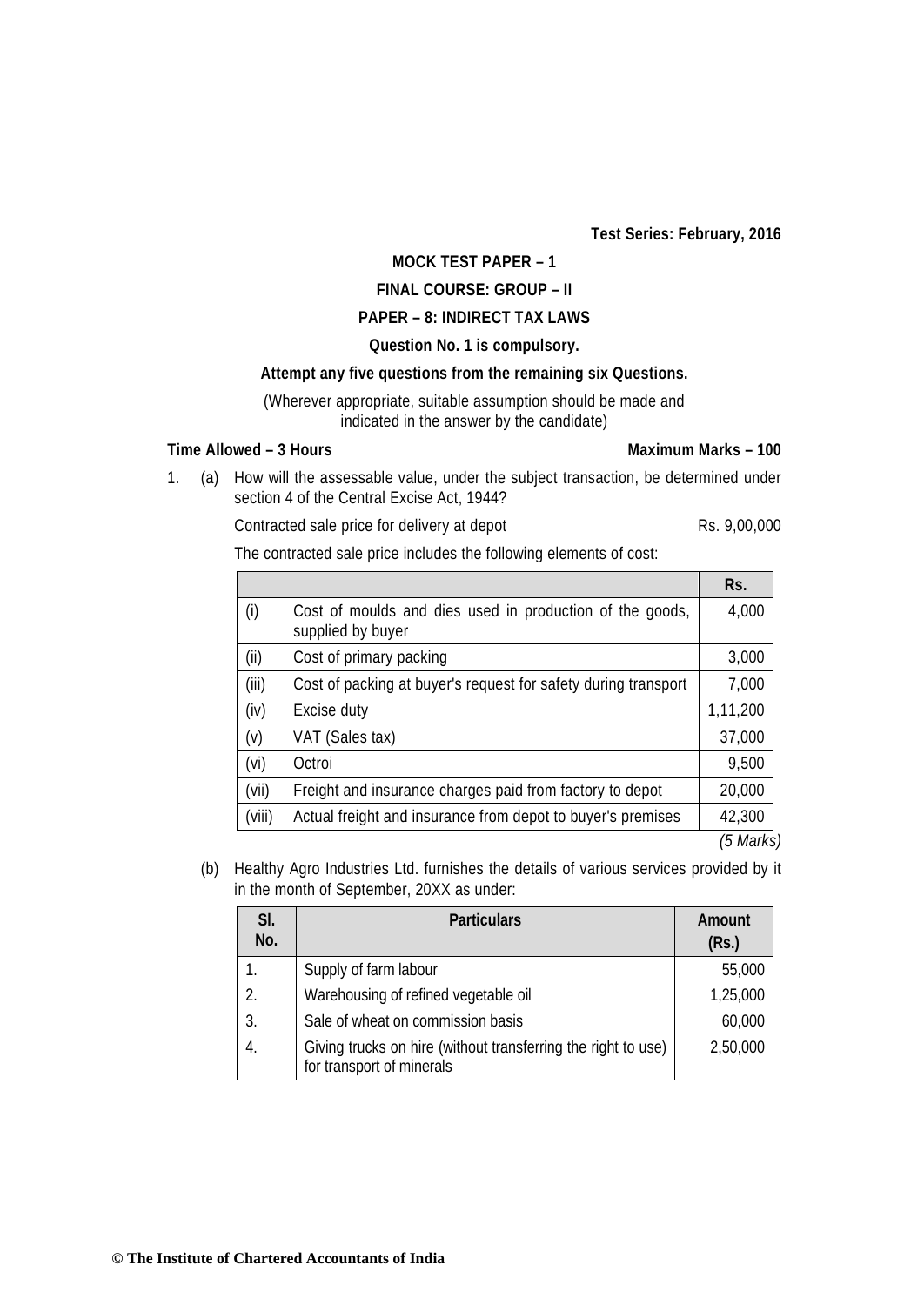**Test Series: February, 2016**

**MOCK TEST PAPER – 1**

**FINAL COURSE: GROUP – II**

**PAPER – 8: INDIRECT TAX LAWS**

**Question No. 1 is compulsory.**

**Attempt any five questions from the remaining six Questions.**

(Wherever appropriate, suitable assumption should be made and indicated in the answer by the candidate)

**Time Allowed – 3 Hours** **Maximum Marks – 100**

1. (a) How will the assessable value, under the subject transaction, be determined under section 4 of the Central Excise Act, 1944?

Contracted sale price for delivery at depot Rs. 9,00,000

The contracted sale price includes the following elements of cost:

| | | Rs. |
|---|---|---|
| (i) | Cost of moulds and dies used in production of the goods, supplied by buyer | 4,000 |
| (ii) | Cost of primary packing | 3,000 |
| (iii) | Cost of packing at buyer's request for safety during transport | 7,000 |
| (iv) | Excise duty | 1,11,200 |
| (v) | VAT (Sales tax) | 37,000 |
| (vi) | Octroi | 9,500 |
| (vii) | Freight and insurance charges paid from factory to depot | 20,000 |
| (viii) | Actual freight and insurance from depot to buyer's premises | 42,300 |

*(5 Marks)*

(b) Healthy Agro Industries Ltd. furnishes the details of various services provided by it in the month of September, 20XX as under:

| Sl. No. | Particulars | Amount (Rs.) |
|---|---|---|
| 1. | Supply of farm labour | 55,000 |
| 2. | Warehousing of refined vegetable oil | 1,25,000 |
| 3. | Sale of wheat on commission basis | 60,000 |
| 4. | Giving trucks on hire (without transferring the right to use) for transport of minerals | 2,50,000 |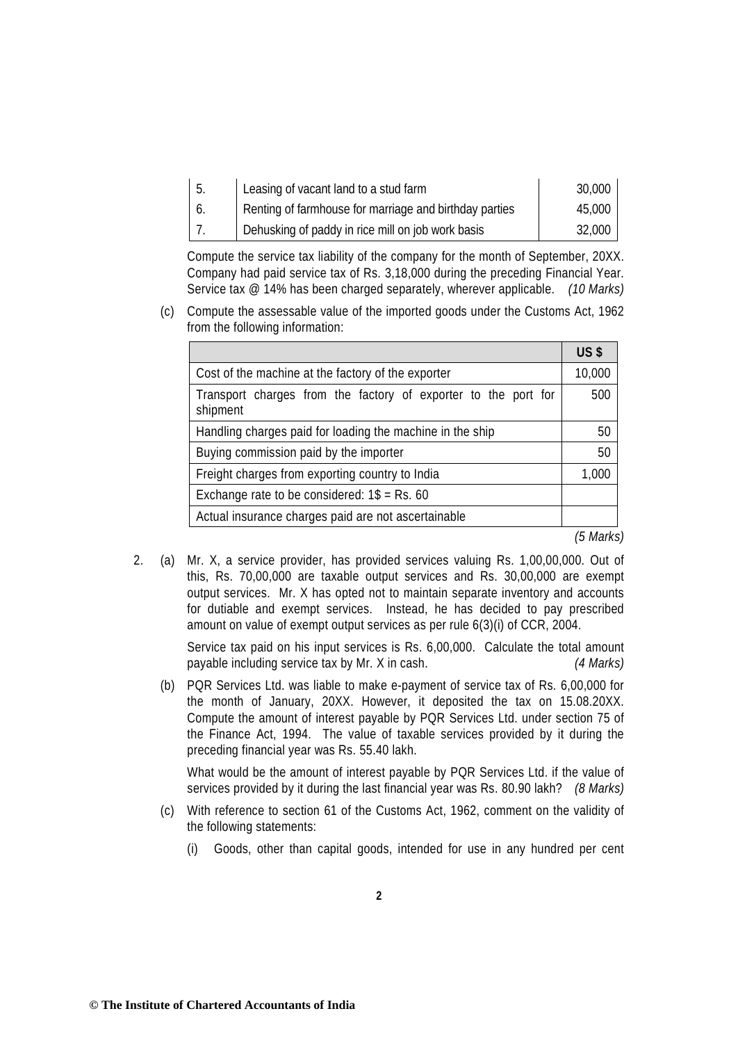| 5. | Leasing of vacant land to a stud farm | 30,000 |
|---|---|---|
| 6. | Renting of farmhouse for marriage and birthday parties | 45,000 |
| 7. | Dehusking of paddy in rice mill on job work basis | 32,000 |

Compute the service tax liability of the company for the month of September, 20XX. Company had paid service tax of Rs. 3,18,000 during the preceding Financial Year. Service tax @ 14% has been charged separately, wherever applicable. *(10 Marks)*

(c) Compute the assessable value of the imported goods under the Customs Act, 1962 from the following information:

| | **US $** |
|---|---|
| Cost of the machine at the factory of the exporter | 10,000 |
| Transport charges from the factory of exporter to the port for shipment | 500 |
| Handling charges paid for loading the machine in the ship | 50 |
| Buying commission paid by the importer | 50 |
| Freight charges from exporting country to India | 1,000 |
| Exchange rate to be considered: 1$ = Rs. 60 | |
| Actual insurance charges paid are not ascertainable | |

*(5 Marks)*

2. (a) Mr. X, a service provider, has provided services valuing Rs. 1,00,00,000. Out of this, Rs. 70,00,000 are taxable output services and Rs. 30,00,000 are exempt output services. Mr. X has opted not to maintain separate inventory and accounts for dutiable and exempt services. Instead, he has decided to pay prescribed amount on value of exempt output services as per rule 6(3)(i) of CCR, 2004.

Service tax paid on his input services is Rs. 6,00,000. Calculate the total amount payable including service tax by Mr. X in cash. *(4 Marks)*

(b) PQR Services Ltd. was liable to make e-payment of service tax of Rs. 6,00,000 for the month of January, 20XX. However, it deposited the tax on 15.08.20XX. Compute the amount of interest payable by PQR Services Ltd. under section 75 of the Finance Act, 1994. The value of taxable services provided by it during the preceding financial year was Rs. 55.40 lakh.

What would be the amount of interest payable by PQR Services Ltd. if the value of services provided by it during the last financial year was Rs. 80.90 lakh? *(8 Marks)*

(c) With reference to section 61 of the Customs Act, 1962, comment on the validity of the following statements:

(i) Goods, other than capital goods, intended for use in any hundred per cent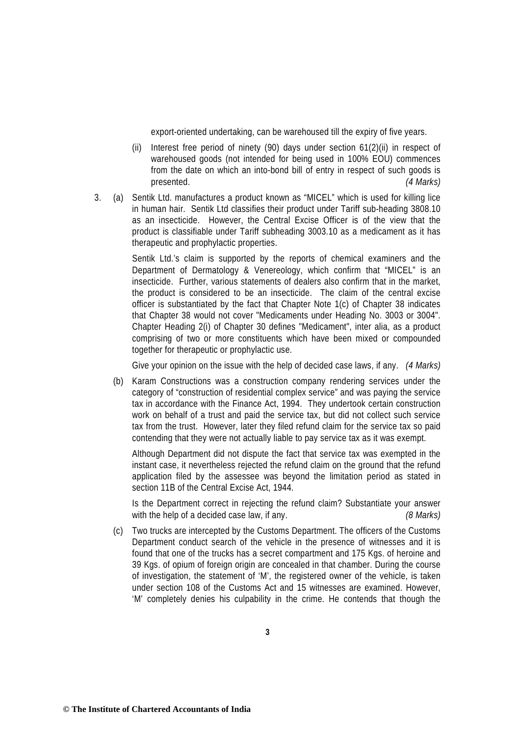export-oriented undertaking, can be warehoused till the expiry of five years.

(ii) Interest free period of ninety (90) days under section 61(2)(ii) in respect of warehoused goods (not intended for being used in 100% EOU) commences from the date on which an into-bond bill of entry in respect of such goods is presented. *(4 Marks)*

3. (a) Sentik Ltd. manufactures a product known as "MICEL" which is used for killing lice in human hair. Sentik Ltd classifies their product under Tariff sub-heading 3808.10 as an insecticide. However, the Central Excise Officer is of the view that the product is classifiable under Tariff subheading 3003.10 as a medicament as it has therapeutic and prophylactic properties.

   Sentik Ltd.'s claim is supported by the reports of chemical examiners and the Department of Dermatology & Venereology, which confirm that "MICEL" is an insecticide. Further, various statements of dealers also confirm that in the market, the product is considered to be an insecticide. The claim of the central excise officer is substantiated by the fact that Chapter Note 1(c) of Chapter 38 indicates that Chapter 38 would not cover "Medicaments under Heading No. 3003 or 3004". Chapter Heading 2(i) of Chapter 30 defines "Medicament", inter alia, as a product comprising of two or more constituents which have been mixed or compounded together for therapeutic or prophylactic use.

   Give your opinion on the issue with the help of decided case laws, if any. *(4 Marks)*

   (b) Karam Constructions was a construction company rendering services under the category of "construction of residential complex service" and was paying the service tax in accordance with the Finance Act, 1994. They undertook certain construction work on behalf of a trust and paid the service tax, but did not collect such service tax from the trust. However, later they filed refund claim for the service tax so paid contending that they were not actually liable to pay service tax as it was exempt.

   Although Department did not dispute the fact that service tax was exempted in the instant case, it nevertheless rejected the refund claim on the ground that the refund application filed by the assessee was beyond the limitation period as stated in section 11B of the Central Excise Act, 1944.

   Is the Department correct in rejecting the refund claim? Substantiate your answer with the help of a decided case law, if any. *(8 Marks)*

   (c) Two trucks are intercepted by the Customs Department. The officers of the Customs Department conduct search of the vehicle in the presence of witnesses and it is found that one of the trucks has a secret compartment and 175 Kgs. of heroine and 39 Kgs. of opium of foreign origin are concealed in that chamber. During the course of investigation, the statement of 'M', the registered owner of the vehicle, is taken under section 108 of the Customs Act and 15 witnesses are examined. However, 'M' completely denies his culpability in the crime. He contends that though the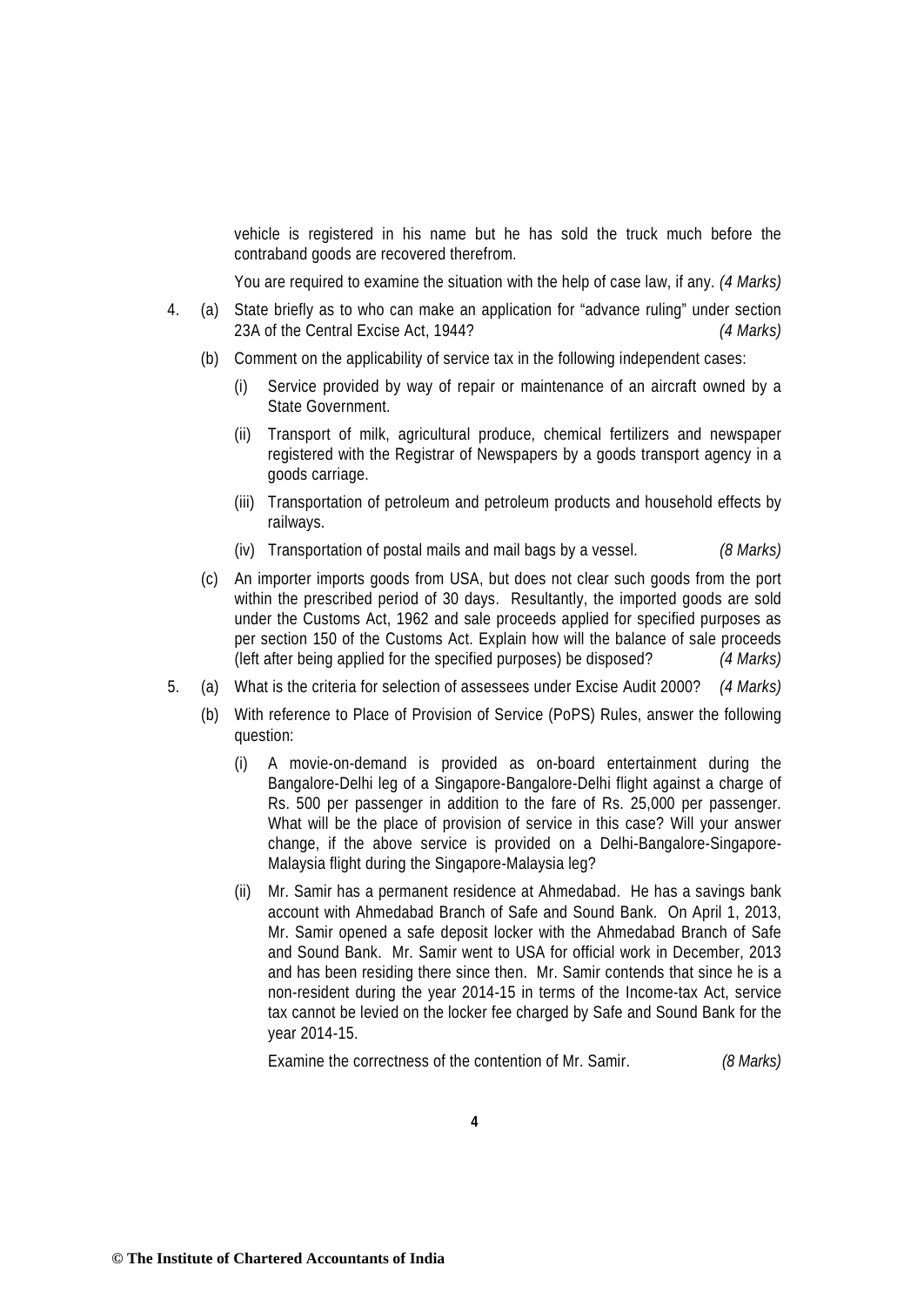vehicle is registered in his name but he has sold the truck much before the contraband goods are recovered therefrom.

You are required to examine the situation with the help of case law, if any. *(4 Marks)*

4. (a) State briefly as to who can make an application for "advance ruling" under section 23A of the Central Excise Act, 1944? *(4 Marks)*

   (b) Comment on the applicability of service tax in the following independent cases:

   (i) Service provided by way of repair or maintenance of an aircraft owned by a State Government.

   (ii) Transport of milk, agricultural produce, chemical fertilizers and newspaper registered with the Registrar of Newspapers by a goods transport agency in a goods carriage.

   (iii) Transportation of petroleum and petroleum products and household effects by railways.

   (iv) Transportation of postal mails and mail bags by a vessel. *(8 Marks)*

   (c) An importer imports goods from USA, but does not clear such goods from the port within the prescribed period of 30 days. Resultantly, the imported goods are sold under the Customs Act, 1962 and sale proceeds applied for specified purposes as per section 150 of the Customs Act. Explain how will the balance of sale proceeds (left after being applied for the specified purposes) be disposed? *(4 Marks)*

5. (a) What is the criteria for selection of assessees under Excise Audit 2000? *(4 Marks)*

   (b) With reference to Place of Provision of Service (PoPS) Rules, answer the following question:

   (i) A movie-on-demand is provided as on-board entertainment during the Bangalore-Delhi leg of a Singapore-Bangalore-Delhi flight against a charge of Rs. 500 per passenger in addition to the fare of Rs. 25,000 per passenger. What will be the place of provision of service in this case? Will your answer change, if the above service is provided on a Delhi-Bangalore-Singapore-Malaysia flight during the Singapore-Malaysia leg?

   (ii) Mr. Samir has a permanent residence at Ahmedabad. He has a savings bank account with Ahmedabad Branch of Safe and Sound Bank. On April 1, 2013, Mr. Samir opened a safe deposit locker with the Ahmedabad Branch of Safe and Sound Bank. Mr. Samir went to USA for official work in December, 2013 and has been residing there since then. Mr. Samir contends that since he is a non-resident during the year 2014-15 in terms of the Income-tax Act, service tax cannot be levied on the locker fee charged by Safe and Sound Bank for the year 2014-15.

   Examine the correctness of the contention of Mr. Samir. *(8 Marks)*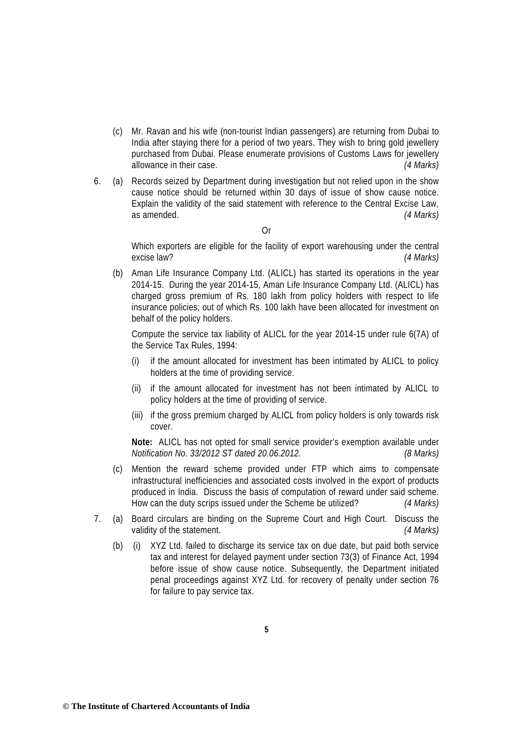(c) Mr. Ravan and his wife (non-tourist Indian passengers) are returning from Dubai to India after staying there for a period of two years. They wish to bring gold jewellery purchased from Dubai. Please enumerate provisions of Customs Laws for jewellery allowance in their case. *(4 Marks)*

6. (a) Records seized by Department during investigation but not relied upon in the show cause notice should be returned within 30 days of issue of show cause notice. Explain the validity of the said statement with reference to the Central Excise Law, as amended. *(4 Marks)*

Or

Which exporters are eligible for the facility of export warehousing under the central excise law? *(4 Marks)*

(b) Aman Life Insurance Company Ltd. (ALICL) has started its operations in the year 2014-15. During the year 2014-15, Aman Life Insurance Company Ltd. (ALICL) has charged gross premium of Rs. 180 lakh from policy holders with respect to life insurance policies; out of which Rs. 100 lakh have been allocated for investment on behalf of the policy holders.

Compute the service tax liability of ALICL for the year 2014-15 under rule 6(7A) of the Service Tax Rules, 1994:

(i) if the amount allocated for investment has been intimated by ALICL to policy holders at the time of providing service.

(ii) if the amount allocated for investment has not been intimated by ALICL to policy holders at the time of providing of service.

(iii) if the gross premium charged by ALICL from policy holders is only towards risk cover.

**Note:** ALICL has not opted for small service provider's exemption available under *Notification No. 33/2012 ST dated 20.06.2012.* *(8 Marks)*

(c) Mention the reward scheme provided under FTP which aims to compensate infrastructural inefficiencies and associated costs involved in the export of products produced in India. Discuss the basis of computation of reward under said scheme. How can the duty scrips issued under the Scheme be utilized? *(4 Marks)*

7. (a) Board circulars are binding on the Supreme Court and High Court. Discuss the validity of the statement. *(4 Marks)*

(b) (i) XYZ Ltd. failed to discharge its service tax on due date, but paid both service tax and interest for delayed payment under section 73(3) of Finance Act, 1994 before issue of show cause notice. Subsequently, the Department initiated penal proceedings against XYZ Ltd. for recovery of penalty under section 76 for failure to pay service tax.

© The Institute of Chartered Accountants of India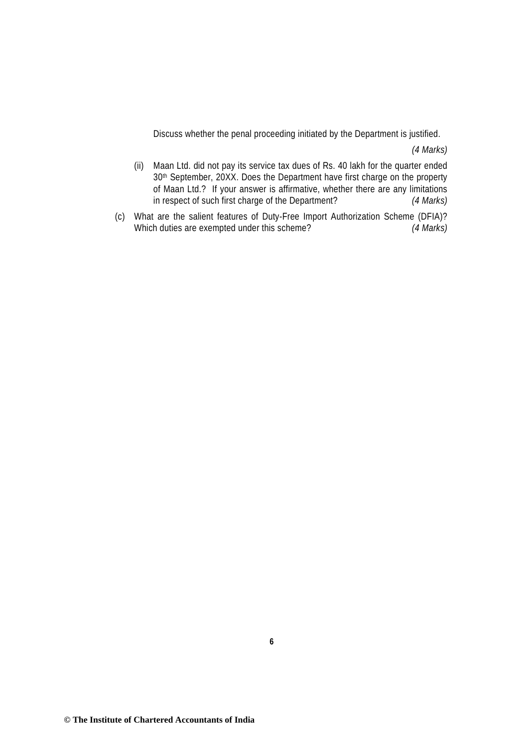Discuss whether the penal proceeding initiated by the Department is justified.

*(4 Marks)*

(ii) Maan Ltd. did not pay its service tax dues of Rs. 40 lakh for the quarter ended 30th September, 20XX. Does the Department have first charge on the property of Maan Ltd.? If your answer is affirmative, whether there are any limitations in respect of such first charge of the Department? *(4 Marks)*

(c) What are the salient features of Duty-Free Import Authorization Scheme (DFIA)? Which duties are exempted under this scheme? *(4 Marks)*